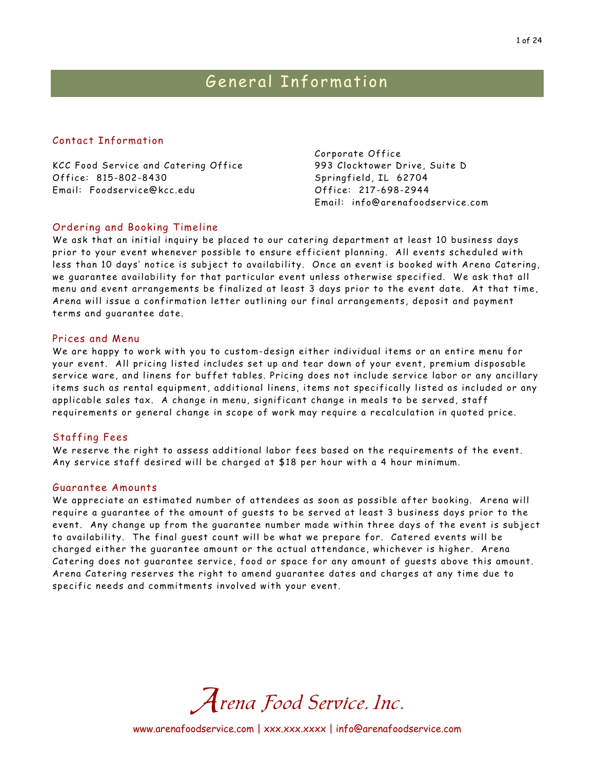# General Information

## Contact Information

KCC Food Service and Catering Office
Office: 815-802-8430
Email: Foodservice@kcc.edu

Corporate Office
993 Clocktower Drive, Suite D
Springfield, IL 62704
Office: 217-698-2944
Email: info@arenafoodservice.com

## Ordering and Booking Timeline

We ask that an initial inquiry be placed to our catering department at least 10 business days prior to your event whenever possible to ensure efficient planning. All events scheduled with less than 10 days' notice is subject to availability. Once an event is booked with Arena Catering, we guarantee availability for that particular event unless otherwise specified. We ask that all menu and event arrangements be finalized at least 3 days prior to the event date. At that time, Arena will issue a confirmation letter outlining our final arrangements, deposit and payment terms and guarantee date.

## Prices and Menu

We are happy to work with you to custom-design either individual items or an entire menu for your event. All pricing listed includes set up and tear down of your event, premium disposable service ware, and linens for buffet tables. Pricing does not include service labor or any ancillary items such as rental equipment, additional linens, items not specifically listed as included or any applicable sales tax. A change in menu, significant change in meals to be served, staff requirements or general change in scope of work may require a recalculation in quoted price.

## Staffing Fees

We reserve the right to assess additional labor fees based on the requirements of the event. Any service staff desired will be charged at $18 per hour with a 4 hour minimum.

## Guarantee Amounts

We appreciate an estimated number of attendees as soon as possible after booking. Arena will require a guarantee of the amount of guests to be served at least 3 business days prior to the event. Any change up from the guarantee number made within three days of the event is subject to availability. The final guest count will be what we prepare for. Catered events will be charged either the guarantee amount or the actual attendance, whichever is higher. Arena Catering does not guarantee service, food or space for any amount of guests above this amount. Arena Catering reserves the right to amend guarantee dates and charges at any time due to specific needs and commitments involved with your event.

*Arena Food Service, Inc.*

www.arenafoodservice.com | xxx.xxx.xxxx | info@arenafoodservice.com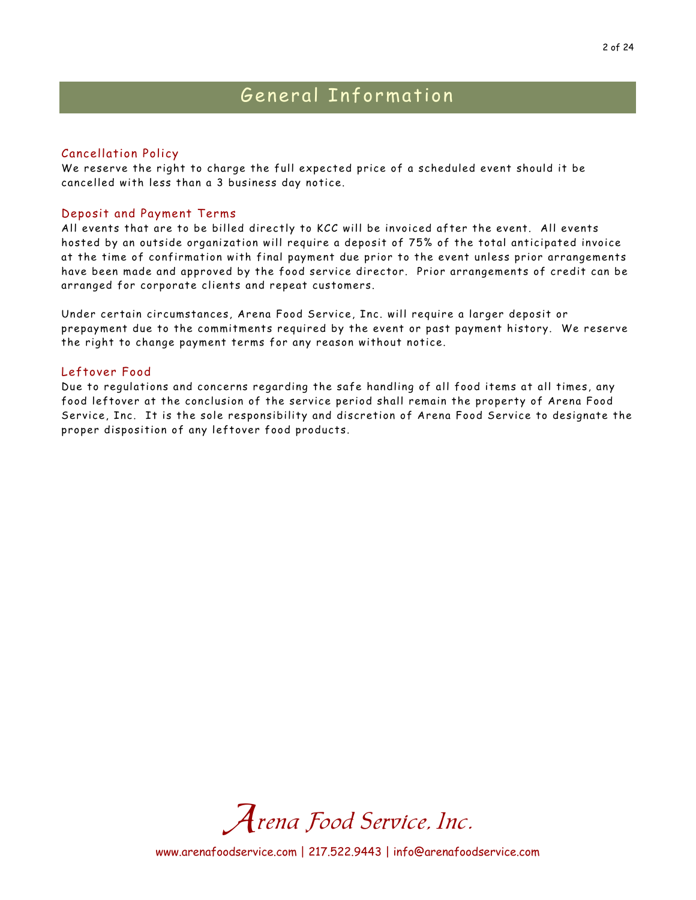# General Information

## Cancellation Policy

We reserve the right to charge the full expected price of a scheduled event should it be cancelled with less than a 3 business day notice.

## Deposit and Payment Terms

All events that are to be billed directly to KCC will be invoiced after the event. All events hosted by an outside organization will require a deposit of 75% of the total anticipated invoice at the time of confirmation with final payment due prior to the event unless prior arrangements have been made and approved by the food service director. Prior arrangements of credit can be arranged for corporate clients and repeat customers.

Under certain circumstances, Arena Food Service, Inc. will require a larger deposit or prepayment due to the commitments required by the event or past payment history. We reserve the right to change payment terms for any reason without notice.

## Leftover Food

Due to regulations and concerns regarding the safe handling of all food items at all times, any food leftover at the conclusion of the service period shall remain the property of Arena Food Service, Inc. It is the sole responsibility and discretion of Arena Food Service to designate the proper disposition of any leftover food products.

*Arena Food Service, Inc.*

www.arenafoodservice.com | 217.522.9443 | info@arenafoodservice.com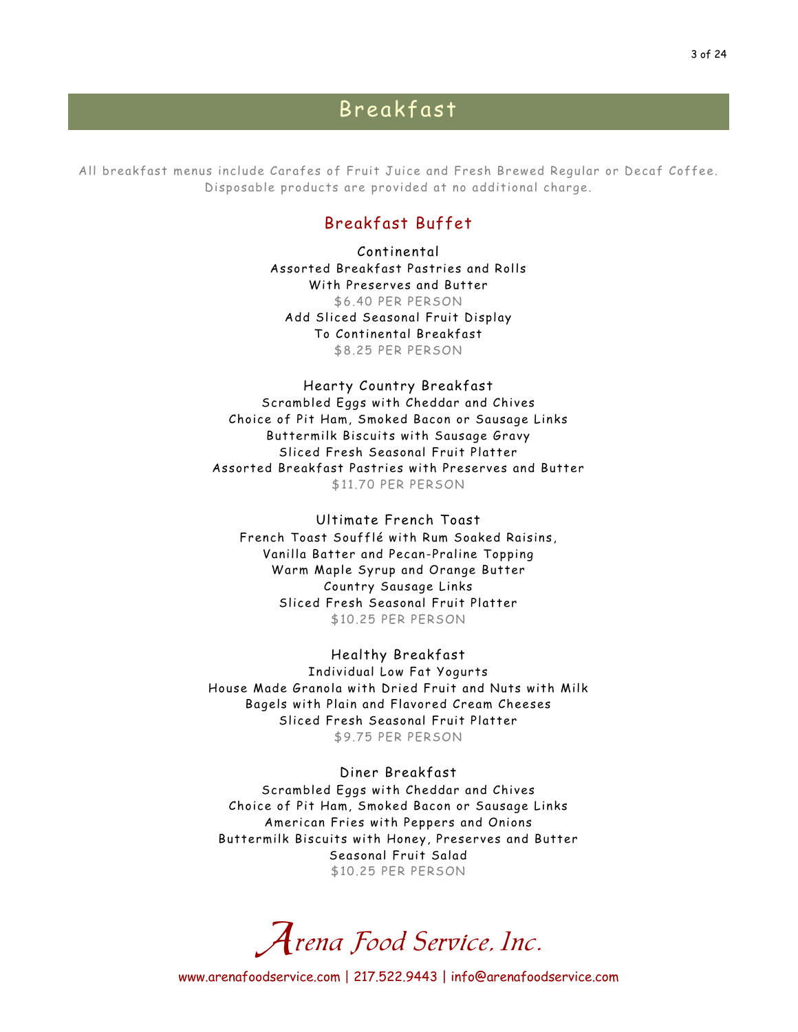# Breakfast

All breakfast menus include Carafes of Fruit Juice and Fresh Brewed Regular or Decaf Coffee.
Disposable products are provided at no additional charge.

## Breakfast Buffet

### Continental

Assorted Breakfast Pastries and Rolls
With Preserves and Butter
$6.40 PER PERSON

Add Sliced Seasonal Fruit Display
To Continental Breakfast
$8.25 PER PERSON

### Hearty Country Breakfast

Scrambled Eggs with Cheddar and Chives
Choice of Pit Ham, Smoked Bacon or Sausage Links
Buttermilk Biscuits with Sausage Gravy
Sliced Fresh Seasonal Fruit Platter
Assorted Breakfast Pastries with Preserves and Butter
$11.70 PER PERSON

### Ultimate French Toast

French Toast Soufflé with Rum Soaked Raisins,
Vanilla Batter and Pecan-Praline Topping
Warm Maple Syrup and Orange Butter
Country Sausage Links
Sliced Fresh Seasonal Fruit Platter
$10.25 PER PERSON

### Healthy Breakfast

Individual Low Fat Yogurts
House Made Granola with Dried Fruit and Nuts with Milk
Bagels with Plain and Flavored Cream Cheeses
Sliced Fresh Seasonal Fruit Platter
$9.75 PER PERSON

### Diner Breakfast

Scrambled Eggs with Cheddar and Chives
Choice of Pit Ham, Smoked Bacon or Sausage Links
American Fries with Peppers and Onions
Buttermilk Biscuits with Honey, Preserves and Butter
Seasonal Fruit Salad
$10.25 PER PERSON

*Arena Food Service, Inc.*

www.arenafoodservice.com | 217.522.9443 | info@arenafoodservice.com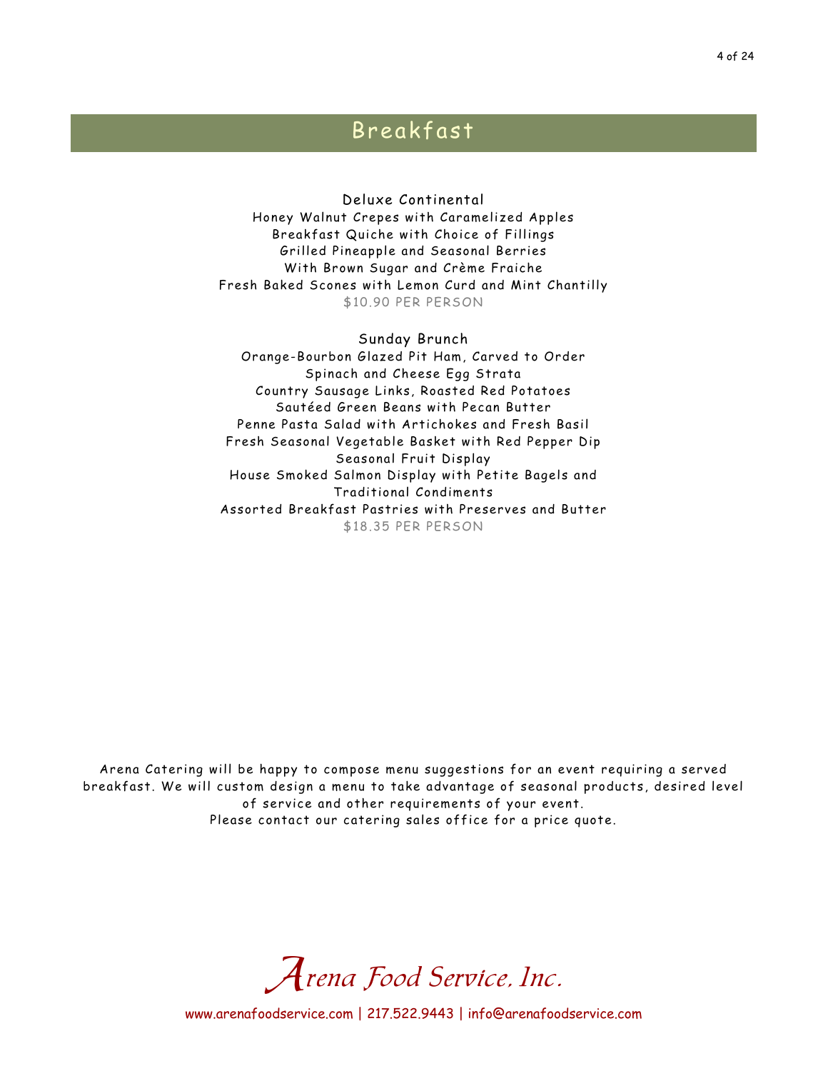# Breakfast

### Deluxe Continental

Honey Walnut Crepes with Caramelized Apples
Breakfast Quiche with Choice of Fillings
Grilled Pineapple and Seasonal Berries
With Brown Sugar and Crème Fraiche
Fresh Baked Scones with Lemon Curd and Mint Chantilly
$10.90 PER PERSON

### Sunday Brunch

Orange-Bourbon Glazed Pit Ham, Carved to Order
Spinach and Cheese Egg Strata
Country Sausage Links, Roasted Red Potatoes
Sautéed Green Beans with Pecan Butter
Penne Pasta Salad with Artichokes and Fresh Basil
Fresh Seasonal Vegetable Basket with Red Pepper Dip
Seasonal Fruit Display
House Smoked Salmon Display with Petite Bagels and Traditional Condiments
Assorted Breakfast Pastries with Preserves and Butter
$18.35 PER PERSON

Arena Catering will be happy to compose menu suggestions for an event requiring a served breakfast. We will custom design a menu to take advantage of seasonal products, desired level of service and other requirements of your event.
Please contact our catering sales office for a price quote.

*Arena Food Service, Inc.*

www.arenafoodservice.com | 217.522.9443 | info@arenafoodservice.com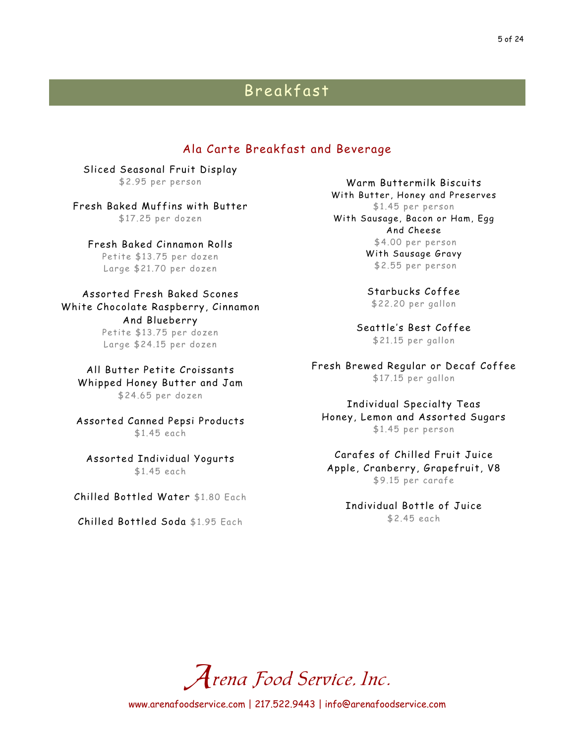# Breakfast

## Ala Carte Breakfast and Beverage

**Sliced Seasonal Fruit Display**
$2.95 per person

**Fresh Baked Muffins with Butter**
$17.25 per dozen

**Fresh Baked Cinnamon Rolls**
Petite $13.75 per dozen
Large $21.70 per dozen

**Assorted Fresh Baked Scones**
White Chocolate Raspberry, Cinnamon And Blueberry
Petite $13.75 per dozen
Large $24.15 per dozen

**All Butter Petite Croissants**
Whipped Honey Butter and Jam
$24.65 per dozen

**Assorted Canned Pepsi Products**
$1.45 each

**Assorted Individual Yogurts**
$1.45 each

**Chilled Bottled Water** $1.80 Each

**Chilled Bottled Soda** $1.95 Each

**Warm Buttermilk Biscuits**
With Butter, Honey and Preserves
$1.45 per person
With Sausage, Bacon or Ham, Egg And Cheese
$4.00 per person
With Sausage Gravy
$2.55 per person

**Starbucks Coffee**
$22.20 per gallon

**Seattle's Best Coffee**
$21.15 per gallon

**Fresh Brewed Regular or Decaf Coffee**
$17.15 per gallon

**Individual Specialty Teas**
Honey, Lemon and Assorted Sugars
$1.45 per person

**Carafes of Chilled Fruit Juice**
Apple, Cranberry, Grapefruit, V8
$9.15 per carafe

**Individual Bottle of Juice**
$2.45 each

*Arena Food Service, Inc.*

www.arenafoodservice.com | 217.522.9443 | info@arenafoodservice.com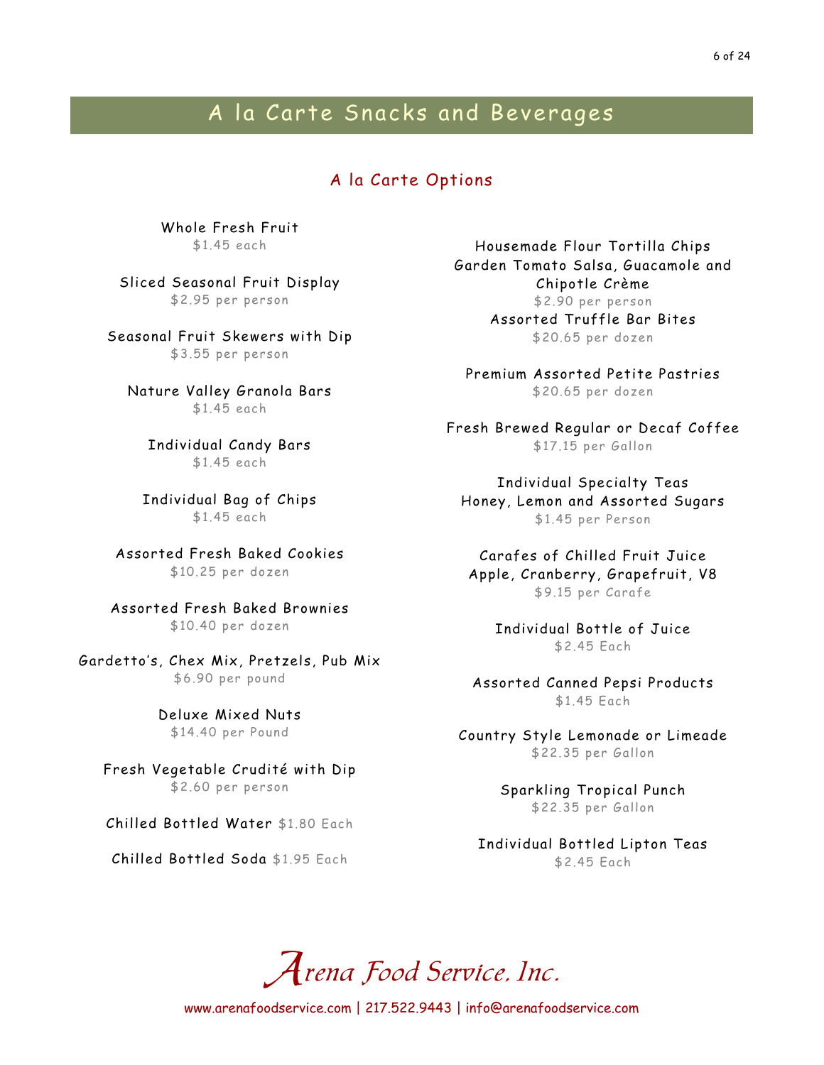# A la Carte Snacks and Beverages

## A la Carte Options

Whole Fresh Fruit
$1.45 each

Sliced Seasonal Fruit Display
$2.95 per person

Seasonal Fruit Skewers with Dip
$3.55 per person

Nature Valley Granola Bars
$1.45 each

Individual Candy Bars
$1.45 each

Individual Bag of Chips
$1.45 each

Assorted Fresh Baked Cookies
$10.25 per dozen

Assorted Fresh Baked Brownies
$10.40 per dozen

Gardetto's, Chex Mix, Pretzels, Pub Mix
$6.90 per pound

Deluxe Mixed Nuts
$14.40 per Pound

Fresh Vegetable Crudité with Dip
$2.60 per person

Chilled Bottled Water $1.80 Each

Chilled Bottled Soda $1.95 Each

Housemade Flour Tortilla Chips
Garden Tomato Salsa, Guacamole and Chipotle Crème
$2.90 per person

Assorted Truffle Bar Bites
$20.65 per dozen

Premium Assorted Petite Pastries
$20.65 per dozen

Fresh Brewed Regular or Decaf Coffee
$17.15 per Gallon

Individual Specialty Teas
Honey, Lemon and Assorted Sugars
$1.45 per Person

Carafes of Chilled Fruit Juice
Apple, Cranberry, Grapefruit, V8
$9.15 per Carafe

Individual Bottle of Juice
$2.45 Each

Assorted Canned Pepsi Products
$1.45 Each

Country Style Lemonade or Limeade
$22.35 per Gallon

Sparkling Tropical Punch
$22.35 per Gallon

Individual Bottled Lipton Teas
$2.45 Each

*Arena Food Service, Inc.*

www.arenafoodservice.com | 217.522.9443 | info@arenafoodservice.com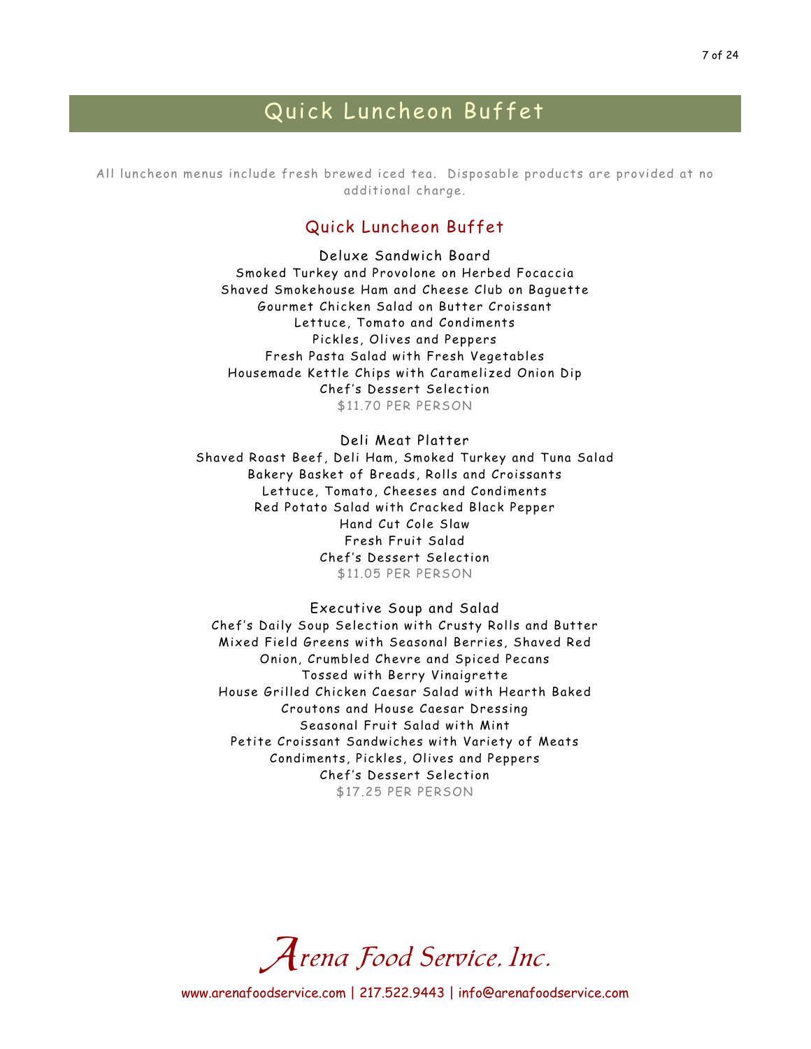# Quick Luncheon Buffet

All luncheon menus include fresh brewed iced tea. Disposable products are provided at no additional charge.

## Quick Luncheon Buffet

### Deluxe Sandwich Board

Smoked Turkey and Provolone on Herbed Focaccia
Shaved Smokehouse Ham and Cheese Club on Baguette
Gourmet Chicken Salad on Butter Croissant
Lettuce, Tomato and Condiments
Pickles, Olives and Peppers
Fresh Pasta Salad with Fresh Vegetables
Housemade Kettle Chips with Caramelized Onion Dip
Chef's Dessert Selection
$11.70 PER PERSON

### Deli Meat Platter

Shaved Roast Beef, Deli Ham, Smoked Turkey and Tuna Salad
Bakery Basket of Breads, Rolls and Croissants
Lettuce, Tomato, Cheeses and Condiments
Red Potato Salad with Cracked Black Pepper
Hand Cut Cole Slaw
Fresh Fruit Salad
Chef's Dessert Selection
$11.05 PER PERSON

### Executive Soup and Salad

Chef's Daily Soup Selection with Crusty Rolls and Butter
Mixed Field Greens with Seasonal Berries, Shaved Red Onion, Crumbled Chevre and Spiced Pecans
Tossed with Berry Vinaigrette
House Grilled Chicken Caesar Salad with Hearth Baked Croutons and House Caesar Dressing
Seasonal Fruit Salad with Mint
Petite Croissant Sandwiches with Variety of Meats
Condiments, Pickles, Olives and Peppers
Chef's Dessert Selection
$17.25 PER PERSON

*Arena Food Service, Inc.*

www.arenafoodservice.com | 217.522.9443 | info@arenafoodservice.com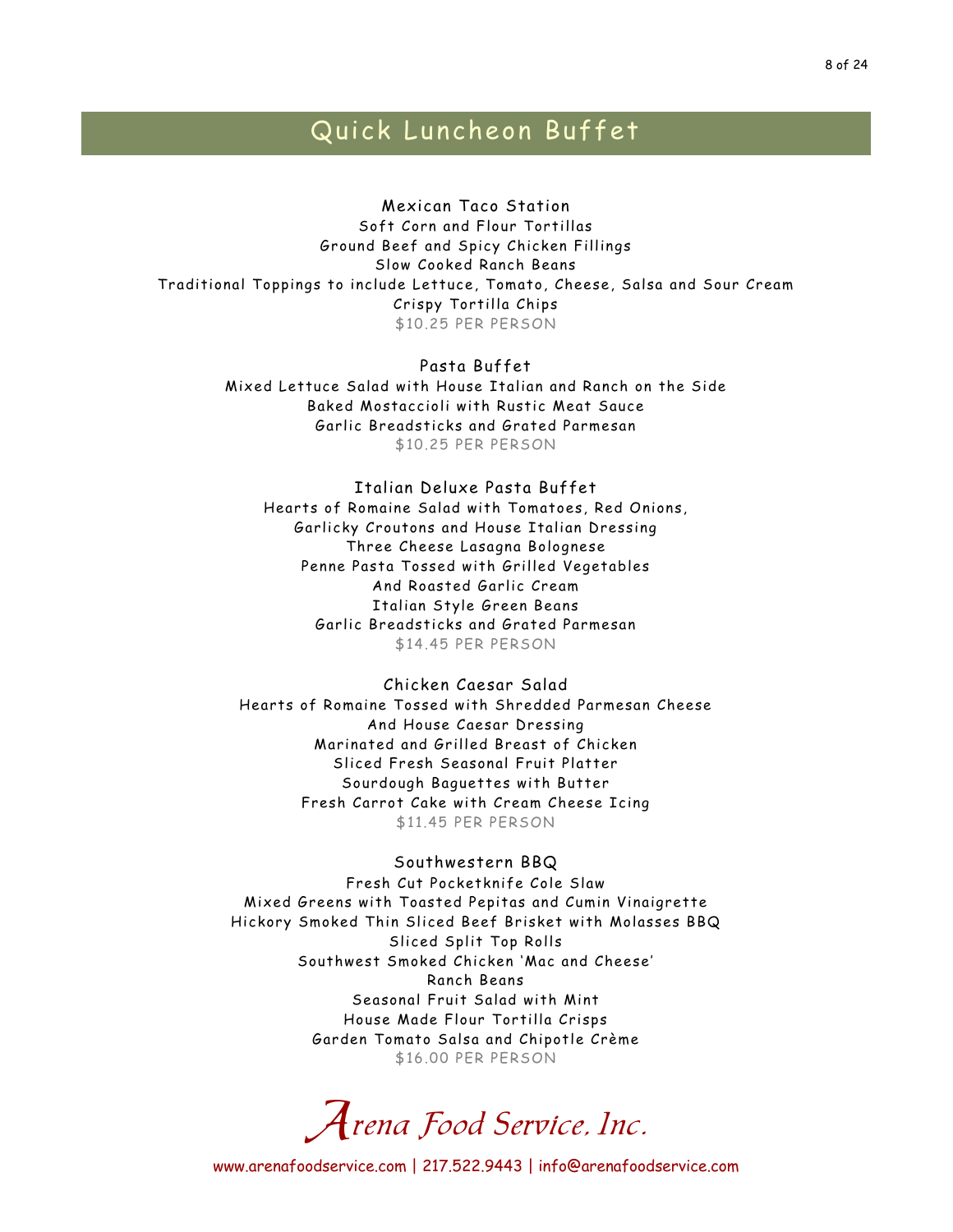# Quick Luncheon Buffet

### Mexican Taco Station

Soft Corn and Flour Tortillas
Ground Beef and Spicy Chicken Fillings
Slow Cooked Ranch Beans
Traditional Toppings to include Lettuce, Tomato, Cheese, Salsa and Sour Cream
Crispy Tortilla Chips
$10.25 PER PERSON

### Pasta Buffet

Mixed Lettuce Salad with House Italian and Ranch on the Side
Baked Mostaccioli with Rustic Meat Sauce
Garlic Breadsticks and Grated Parmesan
$10.25 PER PERSON

### Italian Deluxe Pasta Buffet

Hearts of Romaine Salad with Tomatoes, Red Onions,
Garlicky Croutons and House Italian Dressing
Three Cheese Lasagna Bolognese
Penne Pasta Tossed with Grilled Vegetables
And Roasted Garlic Cream
Italian Style Green Beans
Garlic Breadsticks and Grated Parmesan
$14.45 PER PERSON

### Chicken Caesar Salad

Hearts of Romaine Tossed with Shredded Parmesan Cheese
And House Caesar Dressing
Marinated and Grilled Breast of Chicken
Sliced Fresh Seasonal Fruit Platter
Sourdough Baguettes with Butter
Fresh Carrot Cake with Cream Cheese Icing
$11.45 PER PERSON

### Southwestern BBQ

Fresh Cut Pocketknife Cole Slaw
Mixed Greens with Toasted Pepitas and Cumin Vinaigrette
Hickory Smoked Thin Sliced Beef Brisket with Molasses BBQ
Sliced Split Top Rolls
Southwest Smoked Chicken 'Mac and Cheese'
Ranch Beans
Seasonal Fruit Salad with Mint
House Made Flour Tortilla Crisps
Garden Tomato Salsa and Chipotle Crème
$16.00 PER PERSON

*Arena Food Service, Inc.*

www.arenafoodservice.com | 217.522.9443 | info@arenafoodservice.com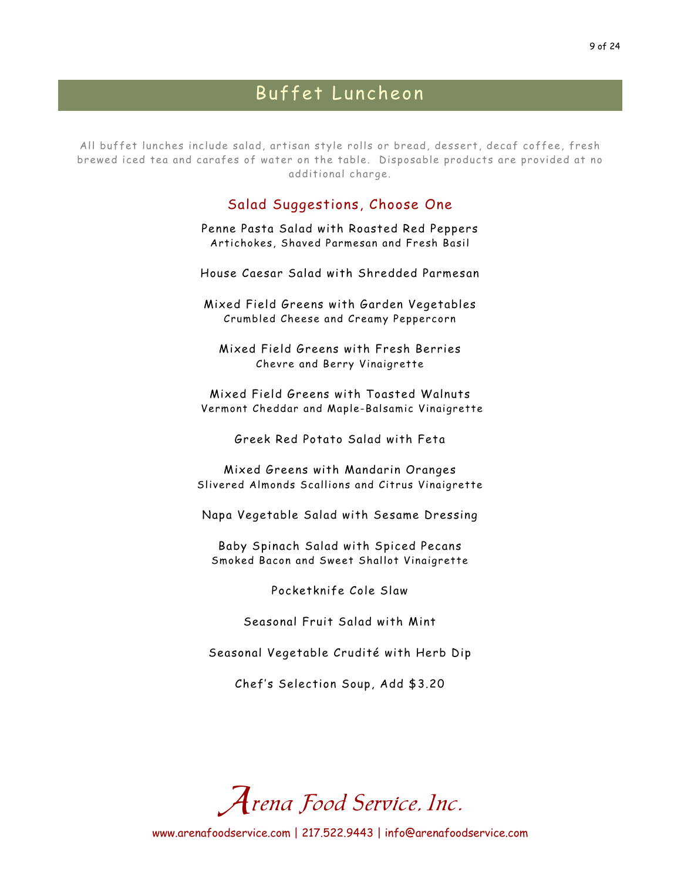# Buffet Luncheon

All buffet lunches include salad, artisan style rolls or bread, dessert, decaf coffee, fresh brewed iced tea and carafes of water on the table. Disposable products are provided at no additional charge.

## Salad Suggestions, Choose One

Penne Pasta Salad with Roasted Red Peppers
Artichokes, Shaved Parmesan and Fresh Basil

House Caesar Salad with Shredded Parmesan

Mixed Field Greens with Garden Vegetables
Crumbled Cheese and Creamy Peppercorn

Mixed Field Greens with Fresh Berries
Chevre and Berry Vinaigrette

Mixed Field Greens with Toasted Walnuts
Vermont Cheddar and Maple-Balsamic Vinaigrette

Greek Red Potato Salad with Feta

Mixed Greens with Mandarin Oranges
Slivered Almonds Scallions and Citrus Vinaigrette

Napa Vegetable Salad with Sesame Dressing

Baby Spinach Salad with Spiced Pecans
Smoked Bacon and Sweet Shallot Vinaigrette

Pocketknife Cole Slaw

Seasonal Fruit Salad with Mint

Seasonal Vegetable Crudité with Herb Dip

Chef's Selection Soup, Add $3.20

*Arena Food Service, Inc.*

www.arenafoodservice.com | 217.522.9443 | info@arenafoodservice.com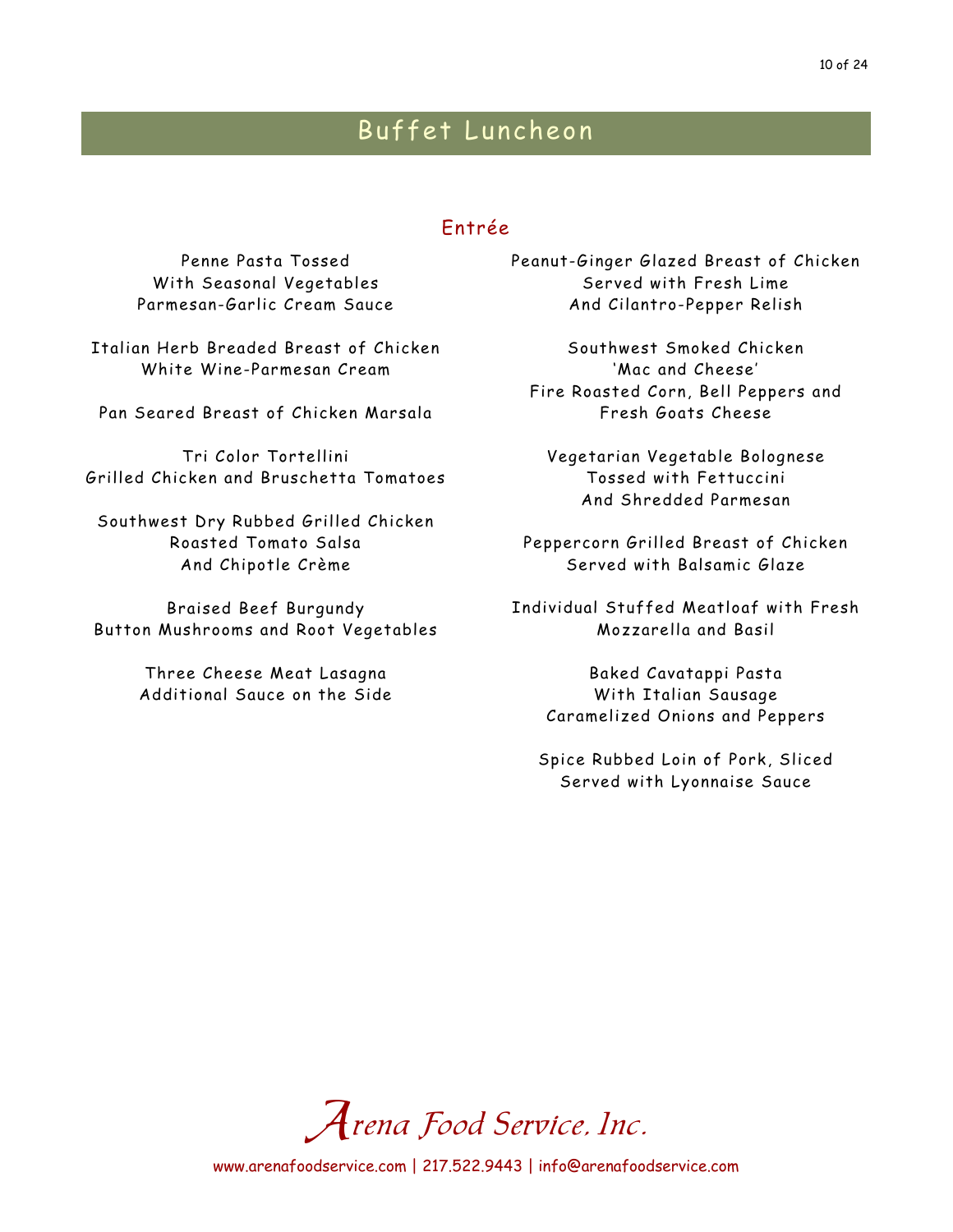# Buffet Luncheon

## Entrée

Penne Pasta Tossed
With Seasonal Vegetables
Parmesan-Garlic Cream Sauce

Italian Herb Breaded Breast of Chicken
White Wine-Parmesan Cream

Pan Seared Breast of Chicken Marsala

Tri Color Tortellini
Grilled Chicken and Bruschetta Tomatoes

Southwest Dry Rubbed Grilled Chicken
Roasted Tomato Salsa
And Chipotle Crème

Braised Beef Burgundy
Button Mushrooms and Root Vegetables

Three Cheese Meat Lasagna
Additional Sauce on the Side

Peanut-Ginger Glazed Breast of Chicken
Served with Fresh Lime
And Cilantro-Pepper Relish

Southwest Smoked Chicken
'Mac and Cheese'
Fire Roasted Corn, Bell Peppers and
Fresh Goats Cheese

Vegetarian Vegetable Bolognese
Tossed with Fettuccini
And Shredded Parmesan

Peppercorn Grilled Breast of Chicken
Served with Balsamic Glaze

Individual Stuffed Meatloaf with Fresh
Mozzarella and Basil

Baked Cavatappi Pasta
With Italian Sausage
Caramelized Onions and Peppers

Spice Rubbed Loin of Pork, Sliced
Served with Lyonnaise Sauce

*Arena Food Service, Inc.*

www.arenafoodservice.com | 217.522.9443 | info@arenafoodservice.com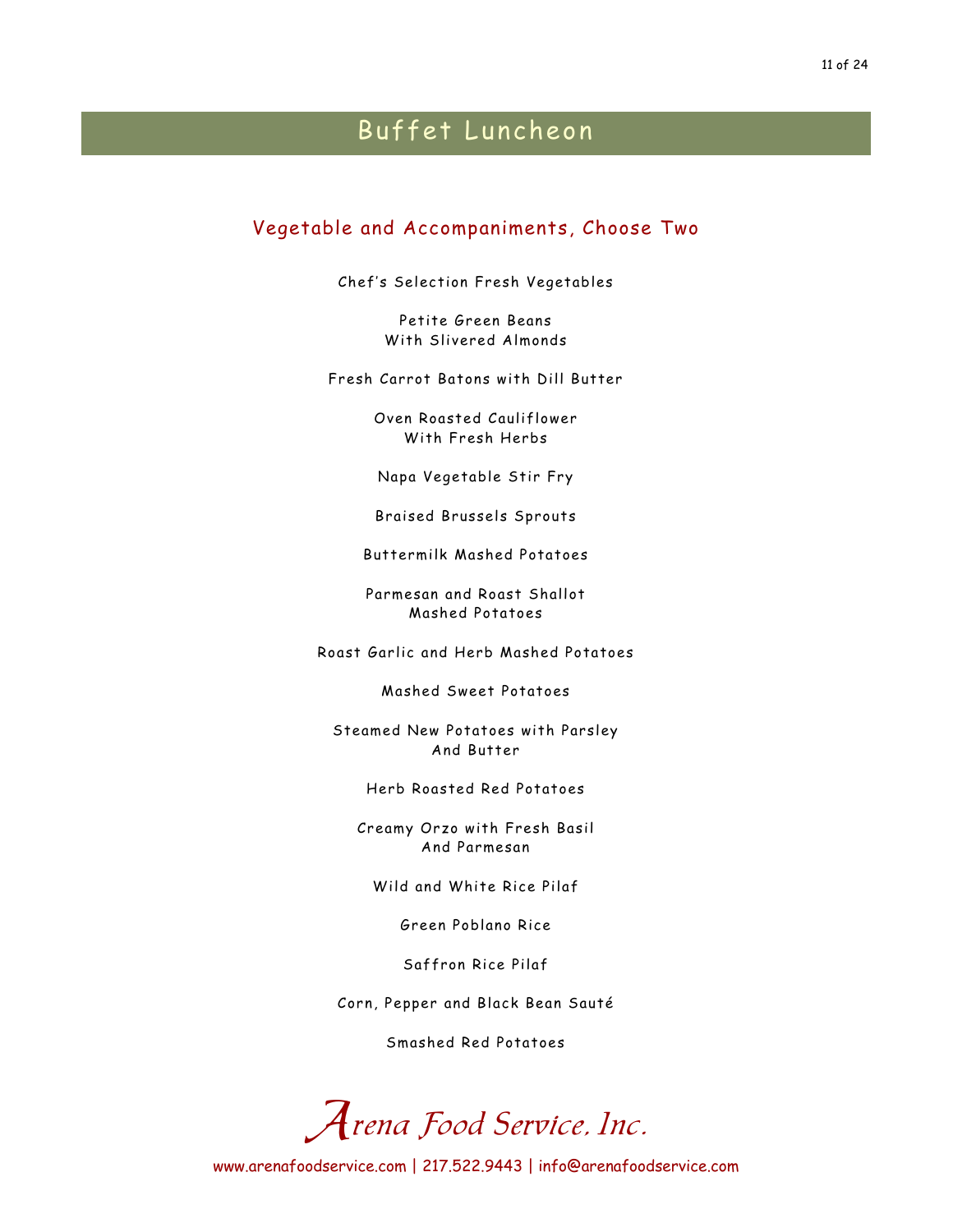# Buffet Luncheon

## Vegetable and Accompaniments, Choose Two

Chef's Selection Fresh Vegetables

Petite Green Beans
With Slivered Almonds

Fresh Carrot Batons with Dill Butter

Oven Roasted Cauliflower
With Fresh Herbs

Napa Vegetable Stir Fry

Braised Brussels Sprouts

Buttermilk Mashed Potatoes

Parmesan and Roast Shallot
Mashed Potatoes

Roast Garlic and Herb Mashed Potatoes

Mashed Sweet Potatoes

Steamed New Potatoes with Parsley
And Butter

Herb Roasted Red Potatoes

Creamy Orzo with Fresh Basil
And Parmesan

Wild and White Rice Pilaf

Green Poblano Rice

Saffron Rice Pilaf

Corn, Pepper and Black Bean Sauté

Smashed Red Potatoes

*Arena Food Service, Inc.*

www.arenafoodservice.com | 217.522.9443 | info@arenafoodservice.com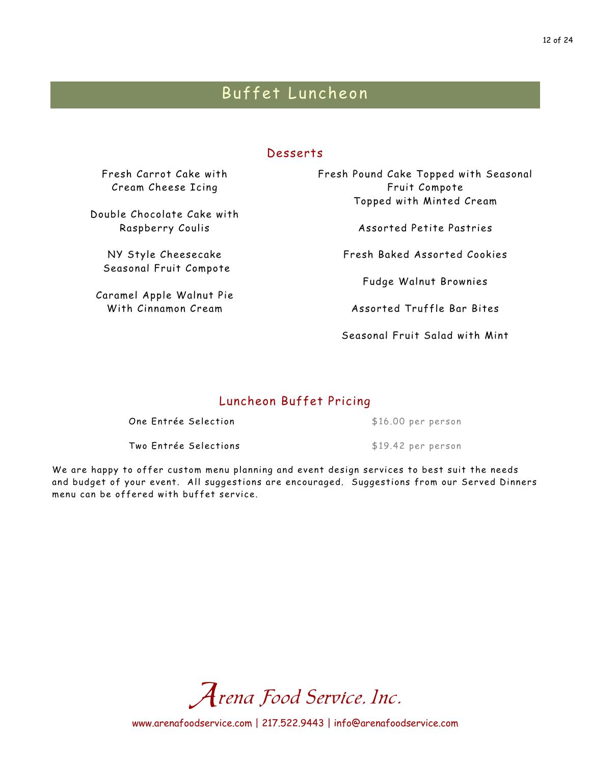# Buffet Luncheon

## Desserts

Fresh Carrot Cake with Cream Cheese Icing

Double Chocolate Cake with Raspberry Coulis

NY Style Cheesecake Seasonal Fruit Compote

Caramel Apple Walnut Pie With Cinnamon Cream

Fresh Pound Cake Topped with Seasonal Fruit Compote Topped with Minted Cream

Assorted Petite Pastries

Fresh Baked Assorted Cookies

Fudge Walnut Brownies

Assorted Truffle Bar Bites

Seasonal Fruit Salad with Mint

## Luncheon Buffet Pricing

| | |
|---|---|
| One Entrée Selection | $16.00 per person |
| Two Entrée Selections | $19.42 per person |

We are happy to offer custom menu planning and event design services to best suit the needs and budget of your event. All suggestions are encouraged. Suggestions from our Served Dinners menu can be offered with buffet service.

*Arena Food Service, Inc.*

www.arenafoodservice.com | 217.522.9443 | info@arenafoodservice.com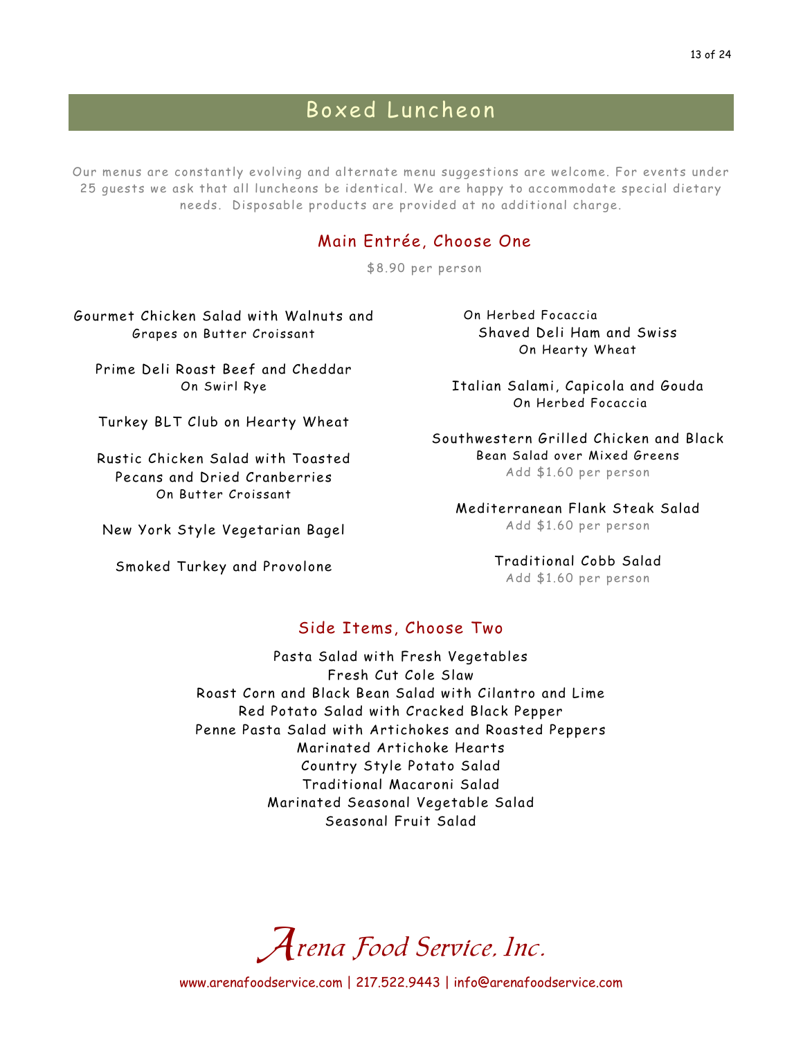# Boxed Luncheon

Our menus are constantly evolving and alternate menu suggestions are welcome. For events under 25 guests we ask that all luncheons be identical. We are happy to accommodate special dietary needs. Disposable products are provided at no additional charge.

## Main Entrée, Choose One

$8.90 per person

Gourmet Chicken Salad with Walnuts and Grapes on Butter Croissant

Prime Deli Roast Beef and Cheddar
On Swirl Rye

Turkey BLT Club on Hearty Wheat

Rustic Chicken Salad with Toasted Pecans and Dried Cranberries
On Butter Croissant

New York Style Vegetarian Bagel

Smoked Turkey and Provolone
On Herbed Focaccia

Shaved Deli Ham and Swiss
On Hearty Wheat

Italian Salami, Capicola and Gouda
On Herbed Focaccia

Southwestern Grilled Chicken and Black Bean Salad over Mixed Greens
Add $1.60 per person

Mediterranean Flank Steak Salad
Add $1.60 per person

Traditional Cobb Salad
Add $1.60 per person

## Side Items, Choose Two

Pasta Salad with Fresh Vegetables
Fresh Cut Cole Slaw
Roast Corn and Black Bean Salad with Cilantro and Lime
Red Potato Salad with Cracked Black Pepper
Penne Pasta Salad with Artichokes and Roasted Peppers
Marinated Artichoke Hearts
Country Style Potato Salad
Traditional Macaroni Salad
Marinated Seasonal Vegetable Salad
Seasonal Fruit Salad

*Arena Food Service, Inc.*

www.arenafoodservice.com | 217.522.9443 | info@arenafoodservice.com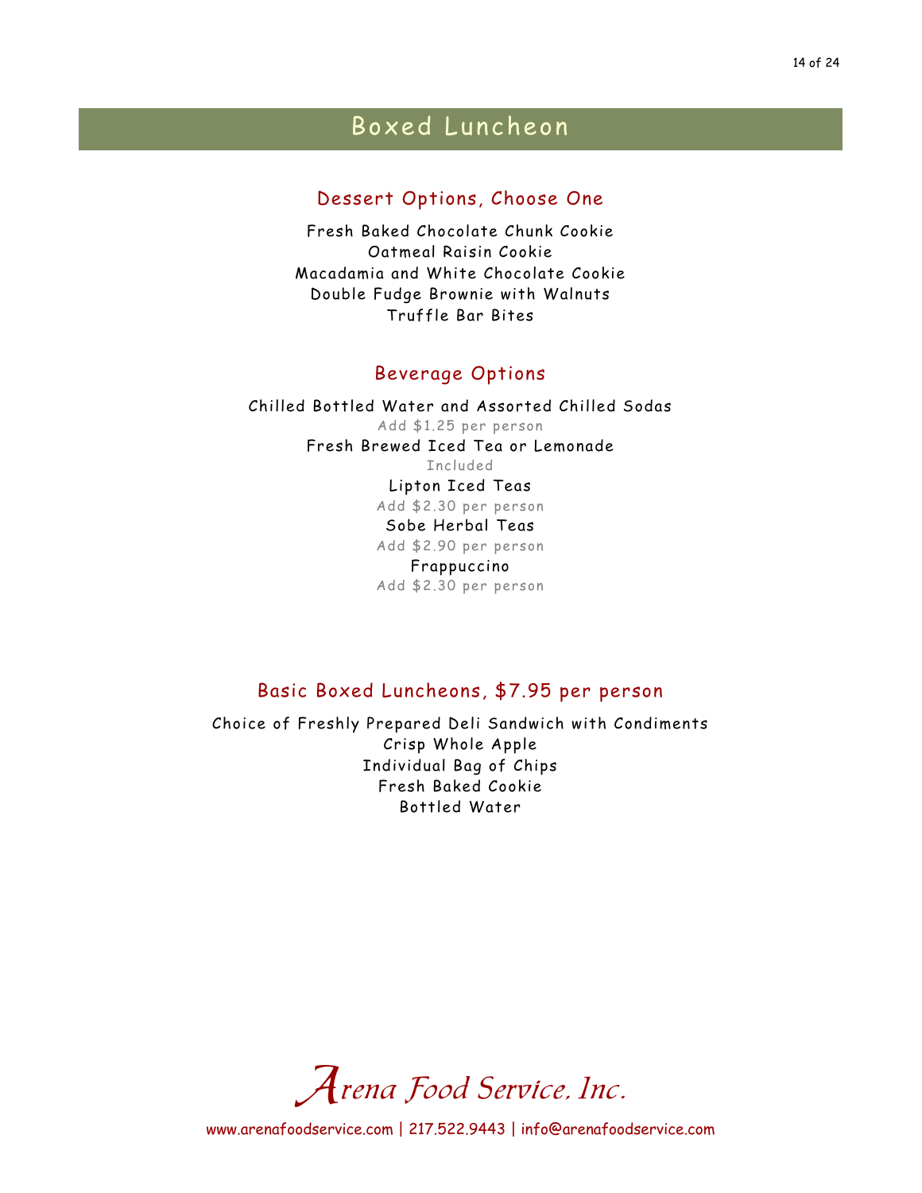# Boxed Luncheon

## Dessert Options, Choose One

Fresh Baked Chocolate Chunk Cookie
Oatmeal Raisin Cookie
Macadamia and White Chocolate Cookie
Double Fudge Brownie with Walnuts
Truffle Bar Bites

## Beverage Options

Chilled Bottled Water and Assorted Chilled Sodas
Add $1.25 per person

Fresh Brewed Iced Tea or Lemonade
Included

Lipton Iced Teas
Add $2.30 per person

Sobe Herbal Teas
Add $2.90 per person

Frappuccino
Add $2.30 per person

## Basic Boxed Luncheons, $7.95 per person

Choice of Freshly Prepared Deli Sandwich with Condiments
Crisp Whole Apple
Individual Bag of Chips
Fresh Baked Cookie
Bottled Water

*Arena Food Service, Inc.*

www.arenafoodservice.com | 217.522.9443 | info@arenafoodservice.com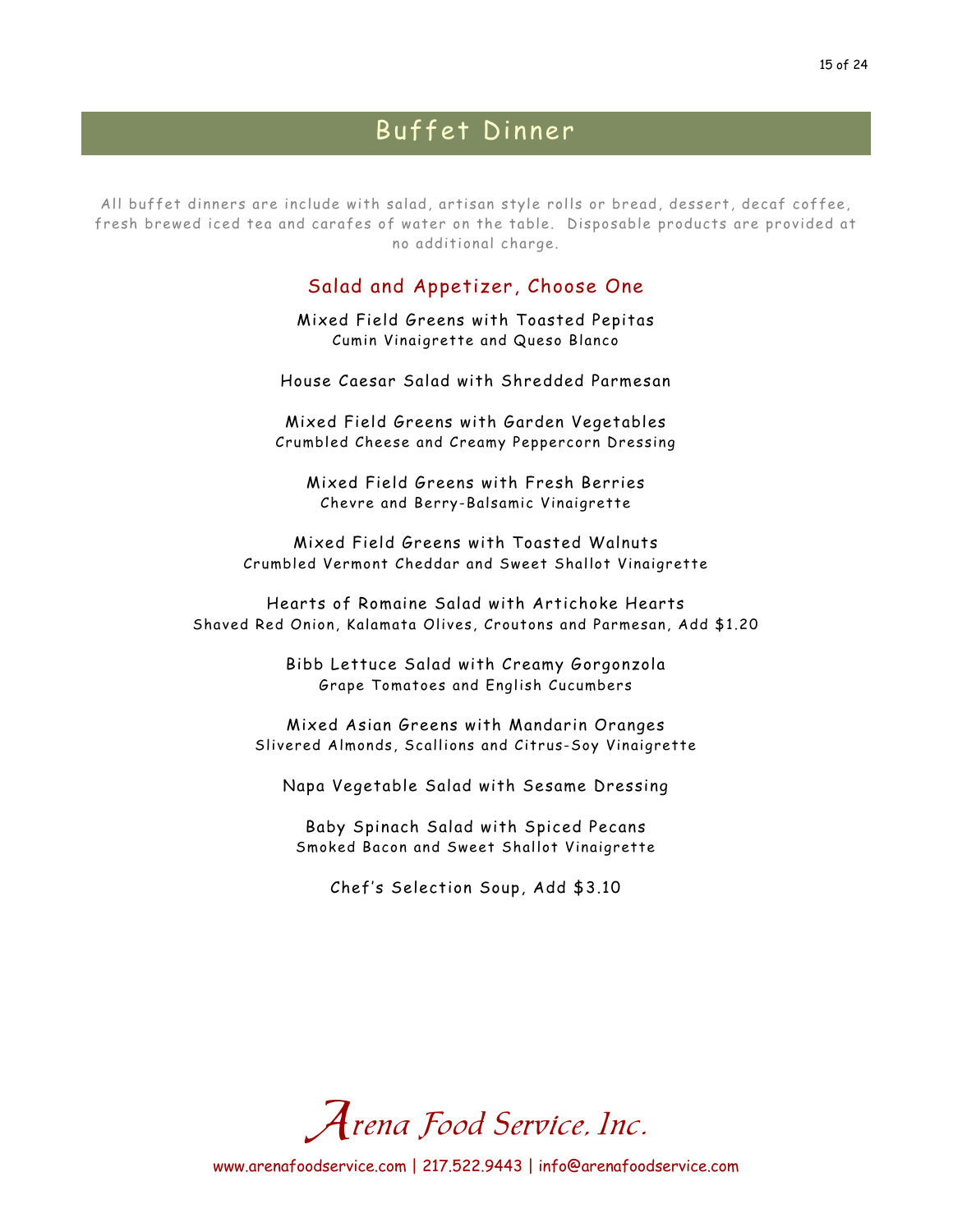# Buffet Dinner

All buffet dinners are include with salad, artisan style rolls or bread, dessert, decaf coffee, fresh brewed iced tea and carafes of water on the table. Disposable products are provided at no additional charge.

## Salad and Appetizer, Choose One

Mixed Field Greens with Toasted Pepitas
Cumin Vinaigrette and Queso Blanco

House Caesar Salad with Shredded Parmesan

Mixed Field Greens with Garden Vegetables
Crumbled Cheese and Creamy Peppercorn Dressing

Mixed Field Greens with Fresh Berries
Chevre and Berry-Balsamic Vinaigrette

Mixed Field Greens with Toasted Walnuts
Crumbled Vermont Cheddar and Sweet Shallot Vinaigrette

Hearts of Romaine Salad with Artichoke Hearts
Shaved Red Onion, Kalamata Olives, Croutons and Parmesan, Add $1.20

Bibb Lettuce Salad with Creamy Gorgonzola
Grape Tomatoes and English Cucumbers

Mixed Asian Greens with Mandarin Oranges
Slivered Almonds, Scallions and Citrus-Soy Vinaigrette

Napa Vegetable Salad with Sesame Dressing

Baby Spinach Salad with Spiced Pecans
Smoked Bacon and Sweet Shallot Vinaigrette

Chef's Selection Soup, Add $3.10

*Arena Food Service, Inc.*

www.arenafoodservice.com | 217.522.9443 | info@arenafoodservice.com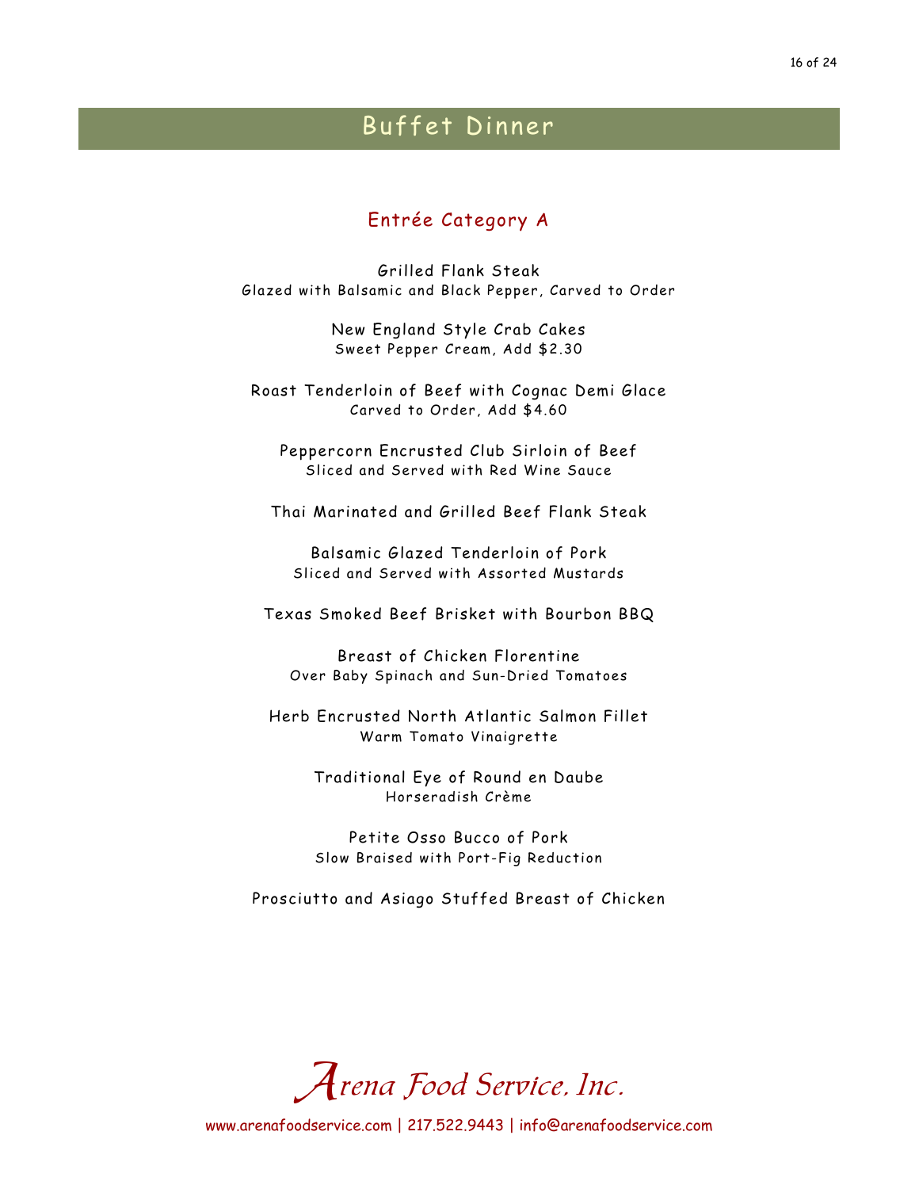# Buffet Dinner

## Entrée Category A

Grilled Flank Steak
Glazed with Balsamic and Black Pepper, Carved to Order

New England Style Crab Cakes
Sweet Pepper Cream, Add $2.30

Roast Tenderloin of Beef with Cognac Demi Glace
Carved to Order, Add $4.60

Peppercorn Encrusted Club Sirloin of Beef
Sliced and Served with Red Wine Sauce

Thai Marinated and Grilled Beef Flank Steak

Balsamic Glazed Tenderloin of Pork
Sliced and Served with Assorted Mustards

Texas Smoked Beef Brisket with Bourbon BBQ

Breast of Chicken Florentine
Over Baby Spinach and Sun-Dried Tomatoes

Herb Encrusted North Atlantic Salmon Fillet
Warm Tomato Vinaigrette

Traditional Eye of Round en Daube
Horseradish Crème

Petite Osso Bucco of Pork
Slow Braised with Port-Fig Reduction

Prosciutto and Asiago Stuffed Breast of Chicken

*Arena Food Service, Inc.*

www.arenafoodservice.com | 217.522.9443 | info@arenafoodservice.com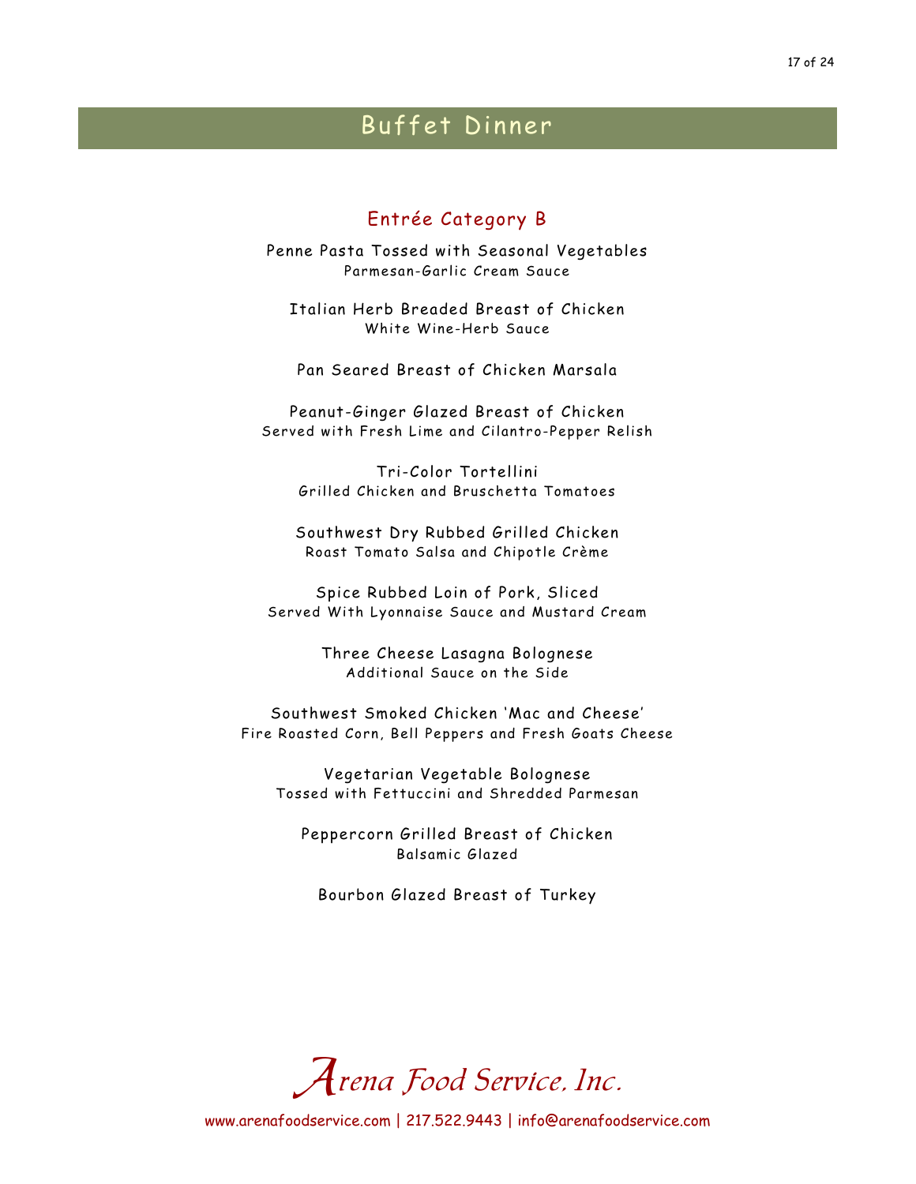# Buffet Dinner

## Entrée Category B

Penne Pasta Tossed with Seasonal Vegetables
Parmesan-Garlic Cream Sauce

Italian Herb Breaded Breast of Chicken
White Wine-Herb Sauce

Pan Seared Breast of Chicken Marsala

Peanut-Ginger Glazed Breast of Chicken
Served with Fresh Lime and Cilantro-Pepper Relish

Tri-Color Tortellini
Grilled Chicken and Bruschetta Tomatoes

Southwest Dry Rubbed Grilled Chicken
Roast Tomato Salsa and Chipotle Crème

Spice Rubbed Loin of Pork, Sliced
Served With Lyonnaise Sauce and Mustard Cream

Three Cheese Lasagna Bolognese
Additional Sauce on the Side

Southwest Smoked Chicken 'Mac and Cheese'
Fire Roasted Corn, Bell Peppers and Fresh Goats Cheese

Vegetarian Vegetable Bolognese
Tossed with Fettuccini and Shredded Parmesan

Peppercorn Grilled Breast of Chicken
Balsamic Glazed

Bourbon Glazed Breast of Turkey

*Arena Food Service, Inc.*

www.arenafoodservice.com | 217.522.9443 | info@arenafoodservice.com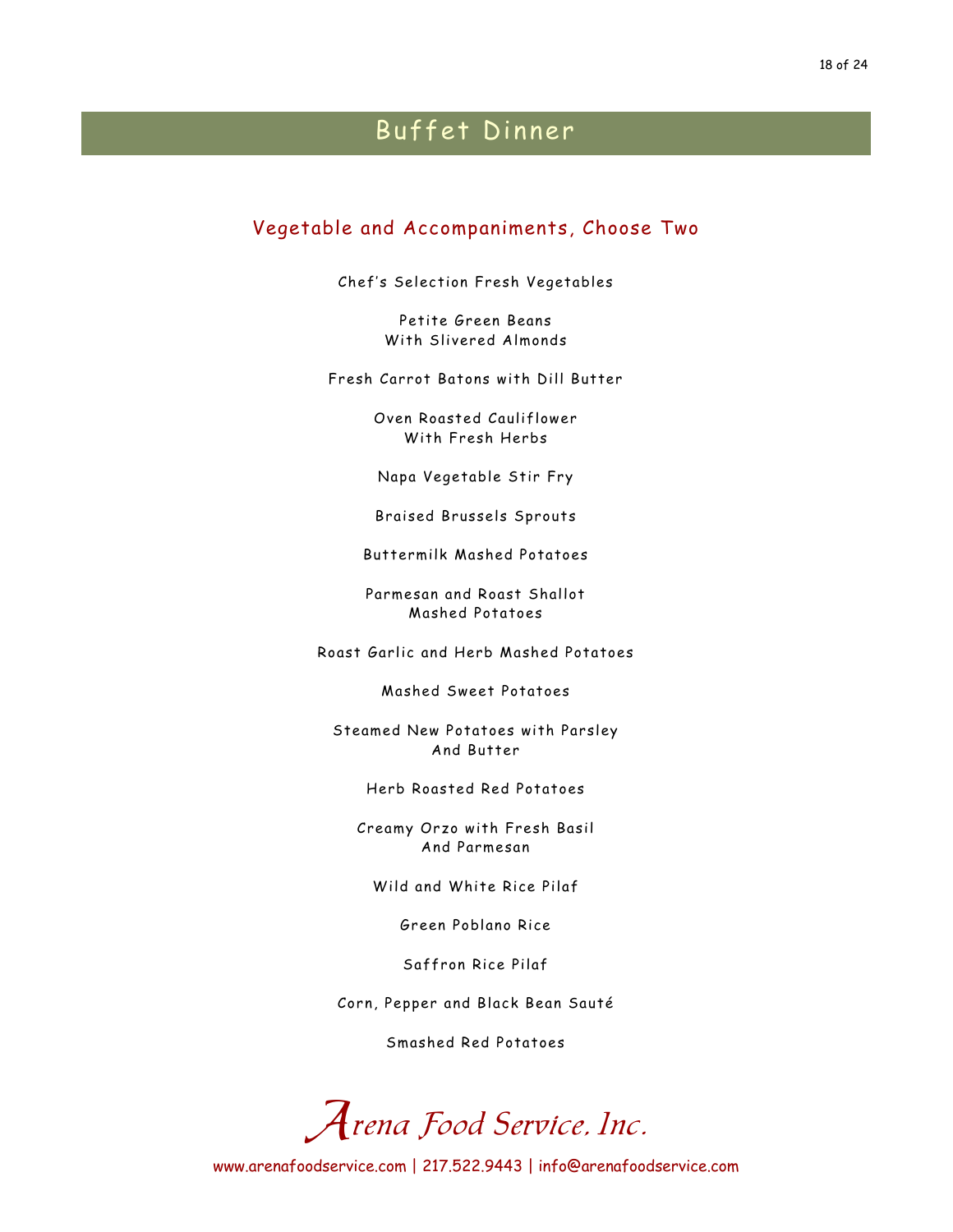# Buffet Dinner

## Vegetable and Accompaniments, Choose Two

Chef's Selection Fresh Vegetables

Petite Green Beans
With Slivered Almonds

Fresh Carrot Batons with Dill Butter

Oven Roasted Cauliflower
With Fresh Herbs

Napa Vegetable Stir Fry

Braised Brussels Sprouts

Buttermilk Mashed Potatoes

Parmesan and Roast Shallot
Mashed Potatoes

Roast Garlic and Herb Mashed Potatoes

Mashed Sweet Potatoes

Steamed New Potatoes with Parsley
And Butter

Herb Roasted Red Potatoes

Creamy Orzo with Fresh Basil
And Parmesan

Wild and White Rice Pilaf

Green Poblano Rice

Saffron Rice Pilaf

Corn, Pepper and Black Bean Sauté

Smashed Red Potatoes

*Arena Food Service, Inc.*

www.arenafoodservice.com | 217.522.9443 | info@arenafoodservice.com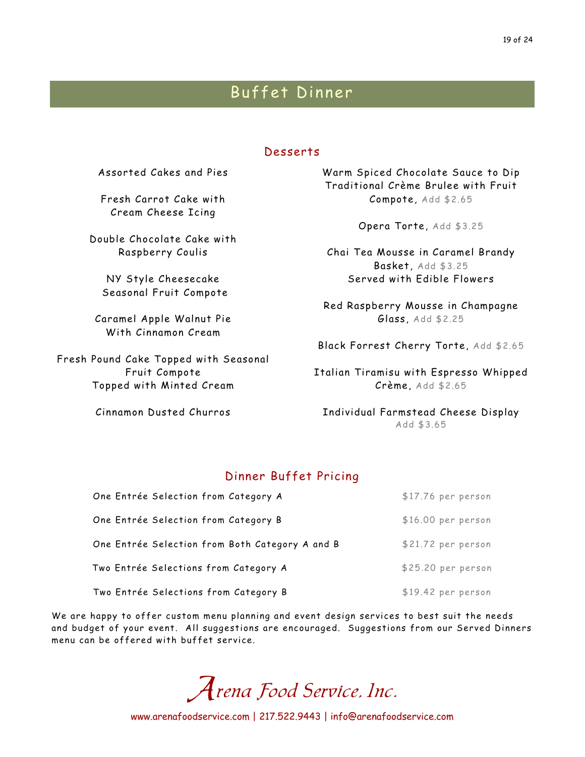# Buffet Dinner

## Desserts

Assorted Cakes and Pies

Fresh Carrot Cake with Cream Cheese Icing

Double Chocolate Cake with Raspberry Coulis

NY Style Cheesecake Seasonal Fruit Compote

Caramel Apple Walnut Pie With Cinnamon Cream

Fresh Pound Cake Topped with Seasonal Fruit Compote Topped with Minted Cream

Cinnamon Dusted Churros

Warm Spiced Chocolate Sauce to Dip

Traditional Crème Brulee with Fruit Compote, Add $2.65

Opera Torte, Add $3.25

Chai Tea Mousse in Caramel Brandy Basket, Add $3.25
Served with Edible Flowers

Red Raspberry Mousse in Champagne Glass, Add $2.25

Black Forrest Cherry Torte, Add $2.65

Italian Tiramisu with Espresso Whipped Crème, Add $2.65

Individual Farmstead Cheese Display
Add $3.65

## Dinner Buffet Pricing

| | |
|---|---|
| One Entrée Selection from Category A | $17.76 per person |
| One Entrée Selection from Category B | $16.00 per person |
| One Entrée Selection from Both Category A and B | $21.72 per person |
| Two Entrée Selections from Category A | $25.20 per person |
| Two Entrée Selections from Category B | $19.42 per person |

We are happy to offer custom menu planning and event design services to best suit the needs and budget of your event. All suggestions are encouraged. Suggestions from our Served Dinners menu can be offered with buffet service.

*Arena Food Service, Inc.*

www.arenafoodservice.com | 217.522.9443 | info@arenafoodservice.com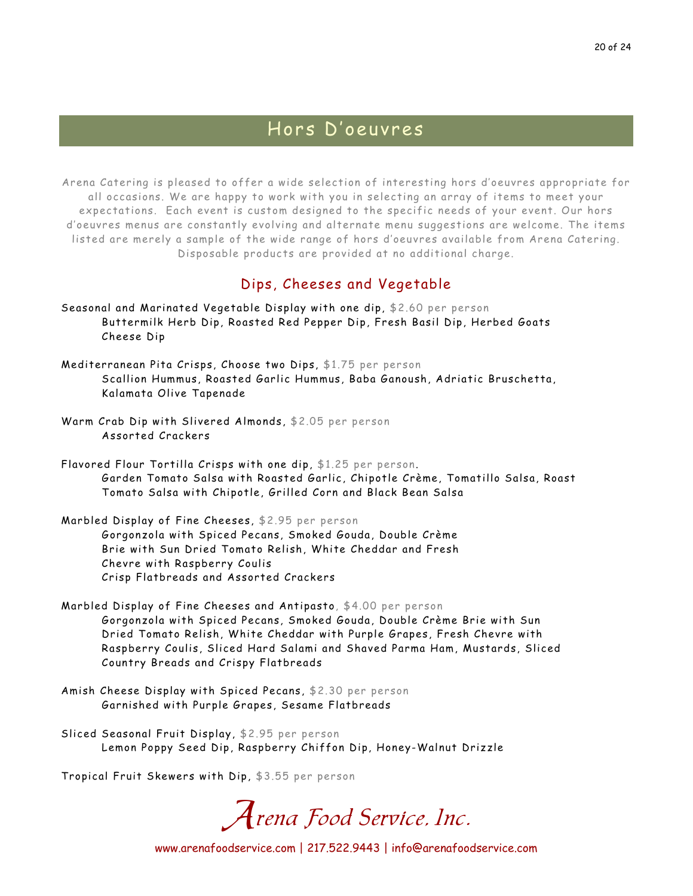# Hors D'oeuvres

Arena Catering is pleased to offer a wide selection of interesting hors d'oeuvres appropriate for all occasions. We are happy to work with you in selecting an array of items to meet your expectations. Each event is custom designed to the specific needs of your event. Our hors d'oeuvres menus are constantly evolving and alternate menu suggestions are welcome. The items listed are merely a sample of the wide range of hors d'oeuvres available from Arena Catering. Disposable products are provided at no additional charge.

## Dips, Cheeses and Vegetable

Seasonal and Marinated Vegetable Display with one dip, $2.60 per person
Buttermilk Herb Dip, Roasted Red Pepper Dip, Fresh Basil Dip, Herbed Goats Cheese Dip

Mediterranean Pita Crisps, Choose two Dips, $1.75 per person
Scallion Hummus, Roasted Garlic Hummus, Baba Ganoush, Adriatic Bruschetta, Kalamata Olive Tapenade

Warm Crab Dip with Slivered Almonds, $2.05 per person
Assorted Crackers

Flavored Flour Tortilla Crisps with one dip, $1.25 per person.
Garden Tomato Salsa with Roasted Garlic, Chipotle Crème, Tomatillo Salsa, Roast Tomato Salsa with Chipotle, Grilled Corn and Black Bean Salsa

Marbled Display of Fine Cheeses, $2.95 per person
Gorgonzola with Spiced Pecans, Smoked Gouda, Double Crème Brie with Sun Dried Tomato Relish, White Cheddar and Fresh Chevre with Raspberry Coulis
Crisp Flatbreads and Assorted Crackers

Marbled Display of Fine Cheeses and Antipasto, $4.00 per person
Gorgonzola with Spiced Pecans, Smoked Gouda, Double Crème Brie with Sun Dried Tomato Relish, White Cheddar with Purple Grapes, Fresh Chevre with Raspberry Coulis, Sliced Hard Salami and Shaved Parma Ham, Mustards, Sliced Country Breads and Crispy Flatbreads

Amish Cheese Display with Spiced Pecans, $2.30 per person
Garnished with Purple Grapes, Sesame Flatbreads

Sliced Seasonal Fruit Display, $2.95 per person
Lemon Poppy Seed Dip, Raspberry Chiffon Dip, Honey-Walnut Drizzle

Tropical Fruit Skewers with Dip, $3.55 per person

*Arena Food Service, Inc.*

www.arenafoodservice.com | 217.522.9443 | info@arenafoodservice.com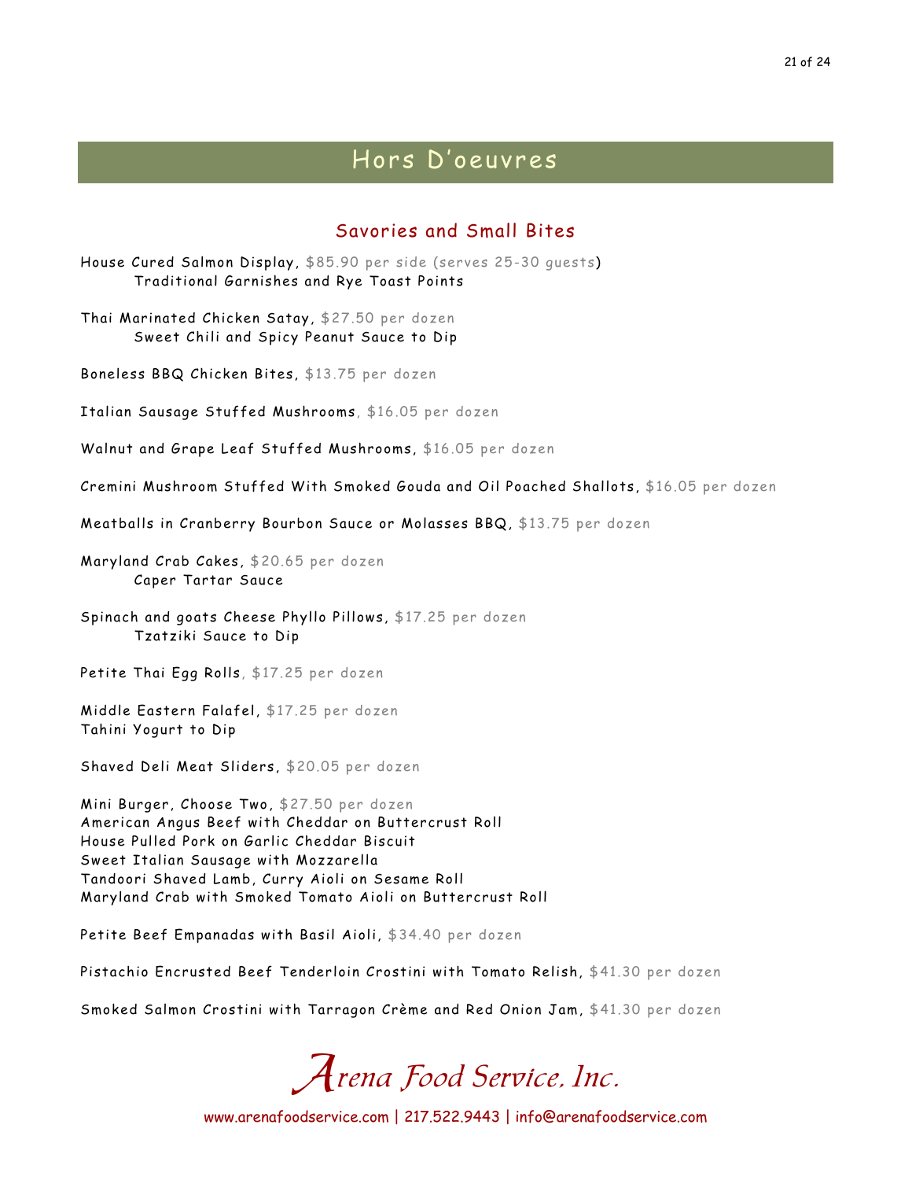# Hors D'oeuvres

## Savories and Small Bites

House Cured Salmon Display, $85.90 per side (serves 25-30 guests)
Traditional Garnishes and Rye Toast Points

Thai Marinated Chicken Satay, $27.50 per dozen
Sweet Chili and Spicy Peanut Sauce to Dip

Boneless BBQ Chicken Bites, $13.75 per dozen

Italian Sausage Stuffed Mushrooms, $16.05 per dozen

Walnut and Grape Leaf Stuffed Mushrooms, $16.05 per dozen

Cremini Mushroom Stuffed With Smoked Gouda and Oil Poached Shallots, $16.05 per dozen

Meatballs in Cranberry Bourbon Sauce or Molasses BBQ, $13.75 per dozen

Maryland Crab Cakes, $20.65 per dozen
Caper Tartar Sauce

Spinach and goats Cheese Phyllo Pillows, $17.25 per dozen
Tzatziki Sauce to Dip

Petite Thai Egg Rolls, $17.25 per dozen

Middle Eastern Falafel, $17.25 per dozen
Tahini Yogurt to Dip

Shaved Deli Meat Sliders, $20.05 per dozen

Mini Burger, Choose Two, $27.50 per dozen
American Angus Beef with Cheddar on Buttercrust Roll
House Pulled Pork on Garlic Cheddar Biscuit
Sweet Italian Sausage with Mozzarella
Tandoori Shaved Lamb, Curry Aioli on Sesame Roll
Maryland Crab with Smoked Tomato Aioli on Buttercrust Roll

Petite Beef Empanadas with Basil Aioli, $34.40 per dozen

Pistachio Encrusted Beef Tenderloin Crostini with Tomato Relish, $41.30 per dozen

Smoked Salmon Crostini with Tarragon Crème and Red Onion Jam, $41.30 per dozen

*Arena Food Service, Inc.*

www.arenafoodservice.com | 217.522.9443 | info@arenafoodservice.com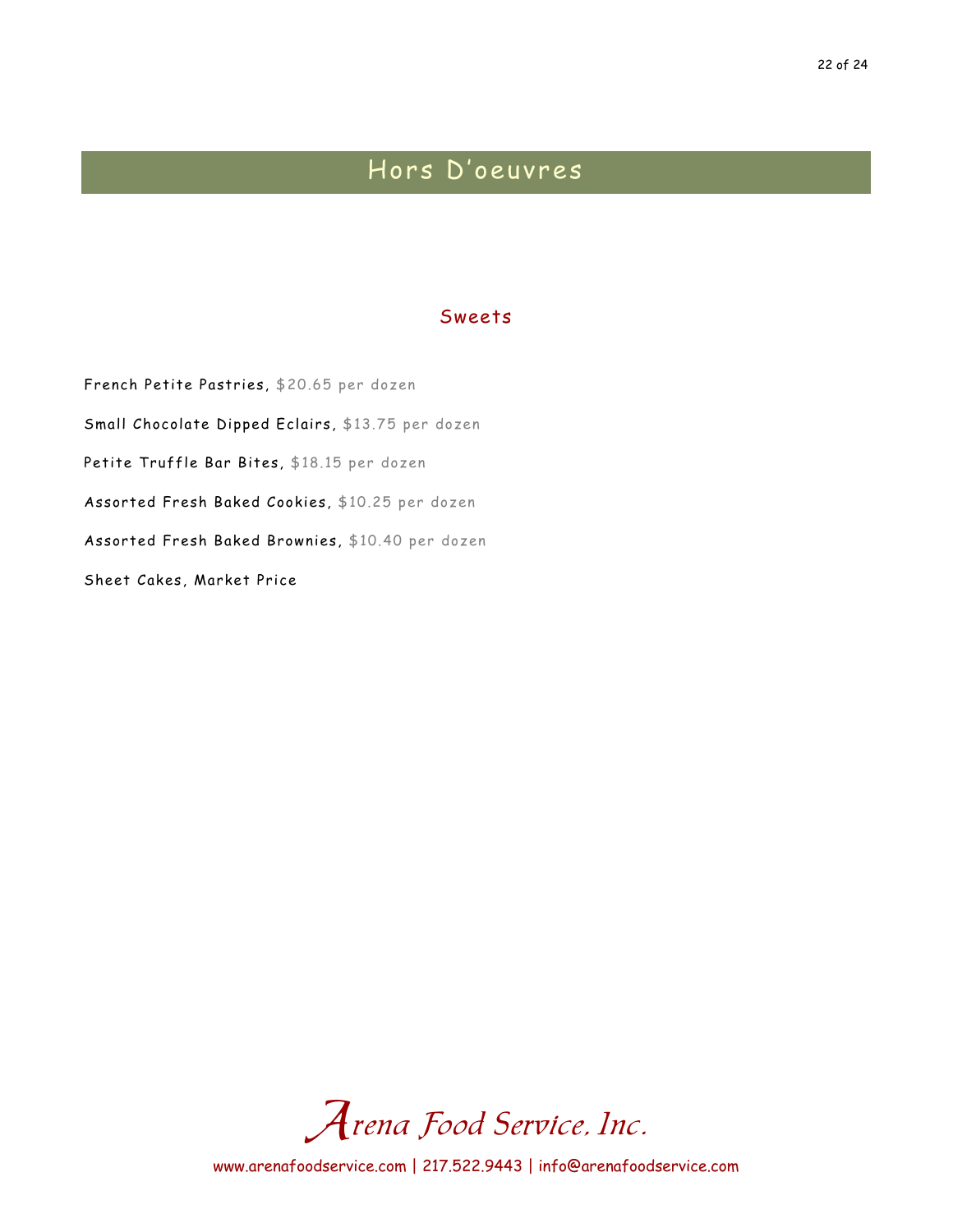# Hors D'oeuvres

## Sweets

French Petite Pastries, $20.65 per dozen

Small Chocolate Dipped Eclairs, $13.75 per dozen

Petite Truffle Bar Bites, $18.15 per dozen

Assorted Fresh Baked Cookies, $10.25 per dozen

Assorted Fresh Baked Brownies, $10.40 per dozen

Sheet Cakes, Market Price

*Arena Food Service, Inc.*

www.arenafoodservice.com | 217.522.9443 | info@arenafoodservice.com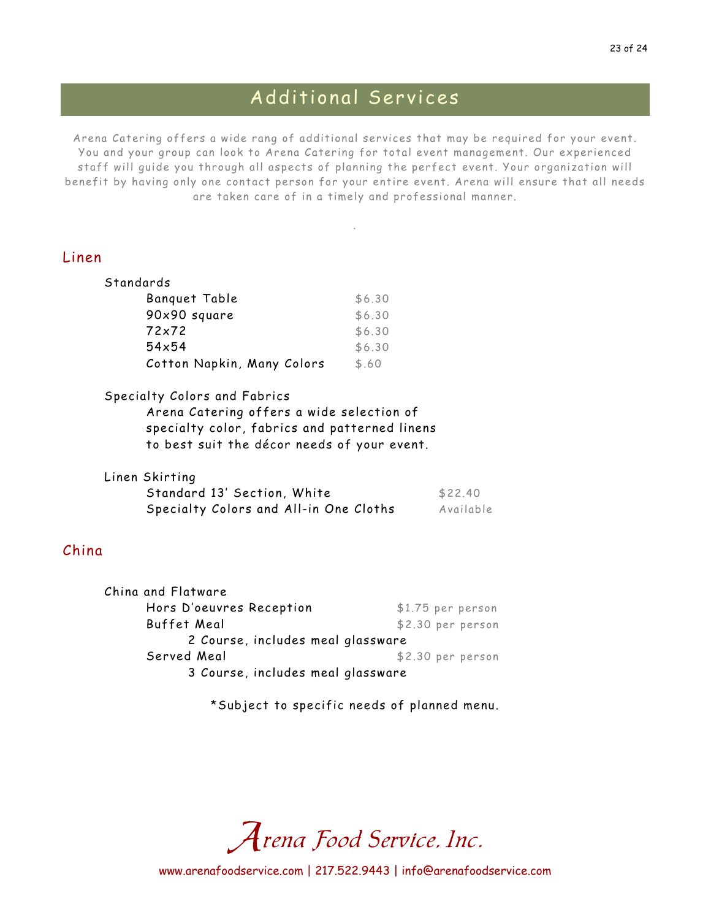# Additional Services

Arena Catering offers a wide rang of additional services that may be required for your event. You and your group can look to Arena Catering for total event management. Our experienced staff will guide you through all aspects of planning the perfect event. Your organization will benefit by having only one contact person for your entire event. Arena will ensure that all needs are taken care of in a timely and professional manner.

.

## Linen

### Standards

| Item | Price |
|---|---|
| Banquet Table | $6.30 |
| 90x90 square | $6.30 |
| 72x72 | $6.30 |
| 54x54 | $6.30 |
| Cotton Napkin, Many Colors | $.60 |

### Specialty Colors and Fabrics

Arena Catering offers a wide selection of specialty color, fabrics and patterned linens to best suit the décor needs of your event.

### Linen Skirting

| Item | Price |
|---|---|
| Standard 13' Section, White | $22.40 |
| Specialty Colors and All-in One Cloths | Available |

## China

### China and Flatware

| Item | Price |
|---|---|
| Hors D'oeuvres Reception | $1.75 per person |
| Buffet Meal<br>2 Course, includes meal glassware | $2.30 per person |
| Served Meal<br>3 Course, includes meal glassware | $2.30 per person |

*Subject to specific needs of planned menu.

*Arena Food Service, Inc.*

www.arenafoodservice.com | 217.522.9443 | info@arenafoodservice.com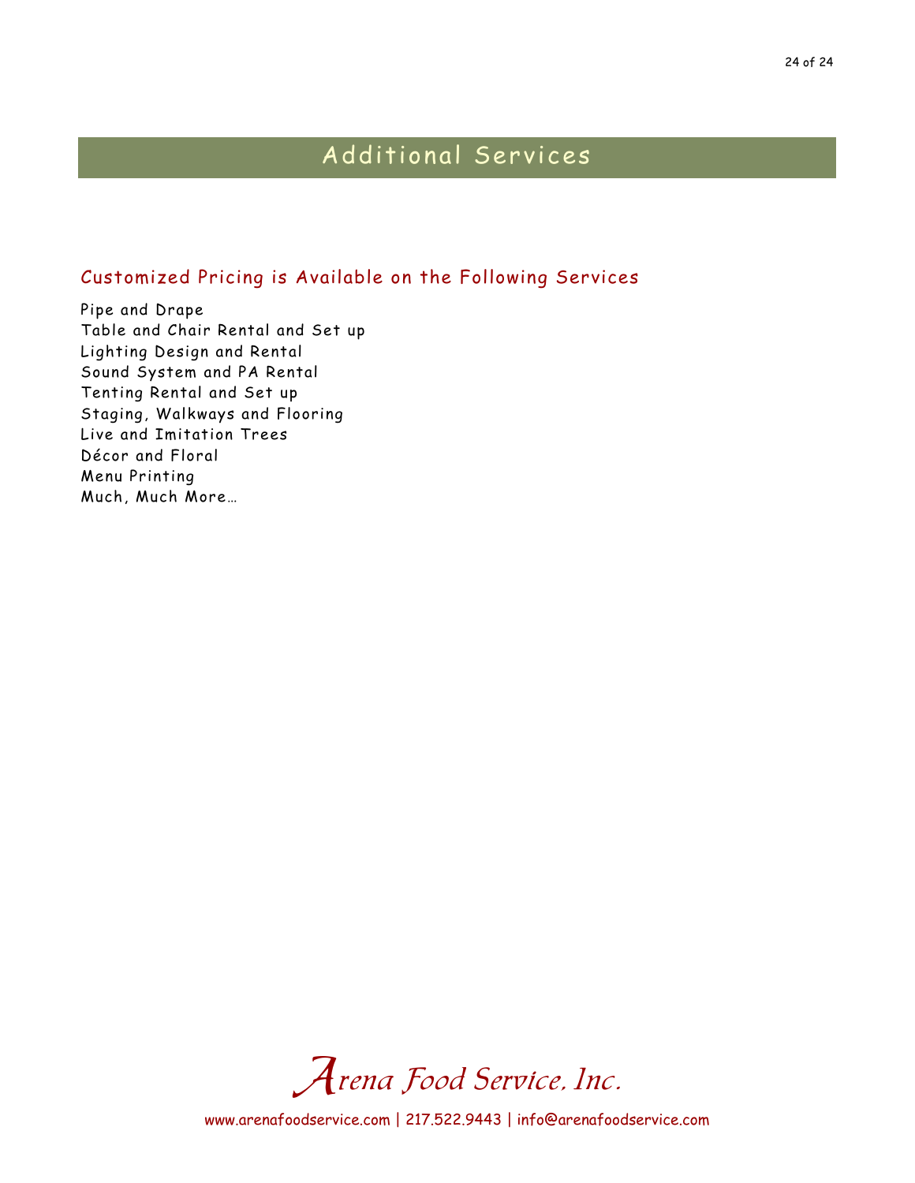# Additional Services

## Customized Pricing is Available on the Following Services

Pipe and Drape
Table and Chair Rental and Set up
Lighting Design and Rental
Sound System and PA Rental
Tenting Rental and Set up
Staging, Walkways and Flooring
Live and Imitation Trees
Décor and Floral
Menu Printing
Much, Much More…

*Arena Food Service, Inc.*

www.arenafoodservice.com | 217.522.9443 | info@arenafoodservice.com